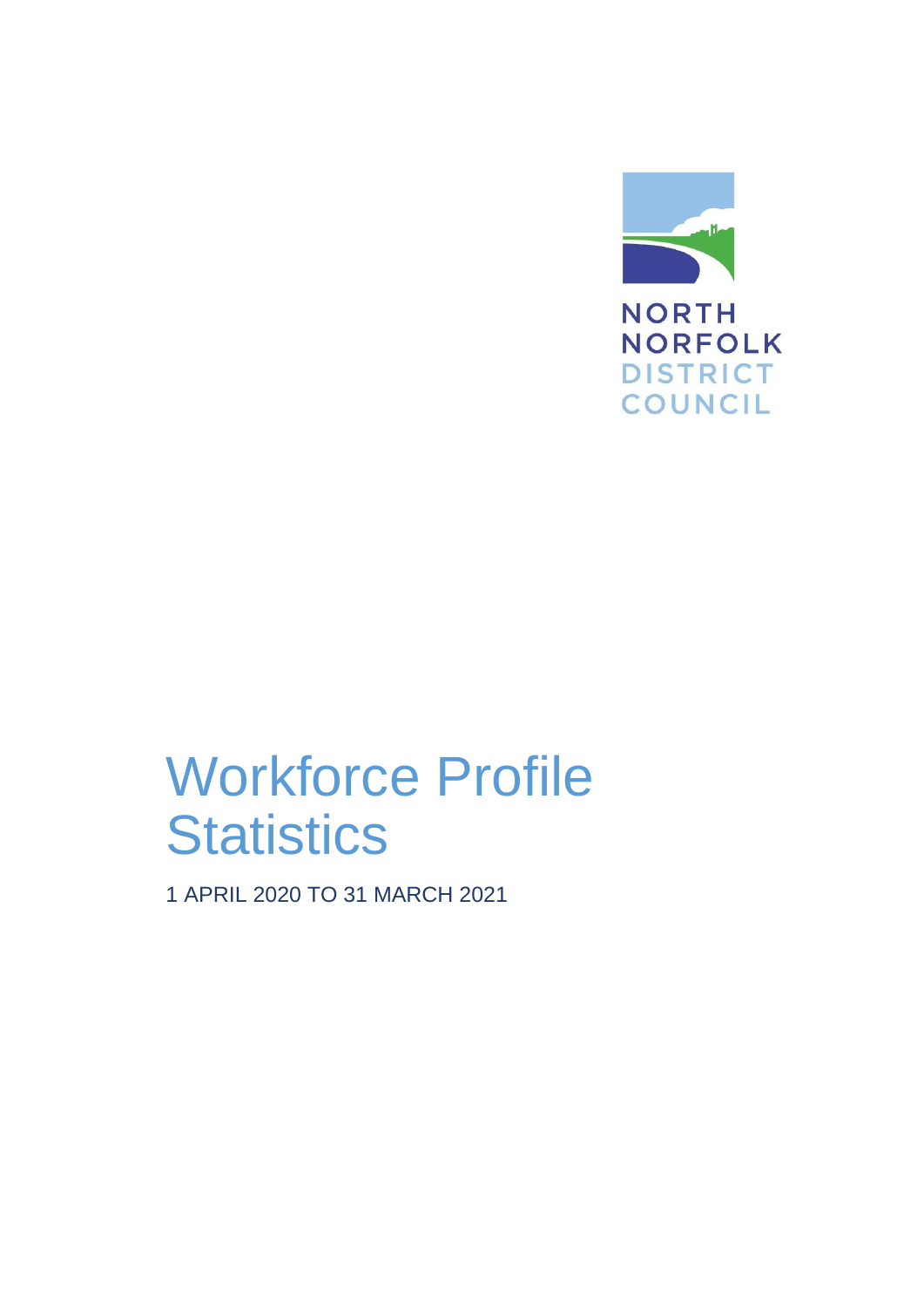NORTH NORFOLK DISTRICT COUNCIL

# Workforce Profile Statistics

1 APRIL 2020 TO 31 MARCH 2021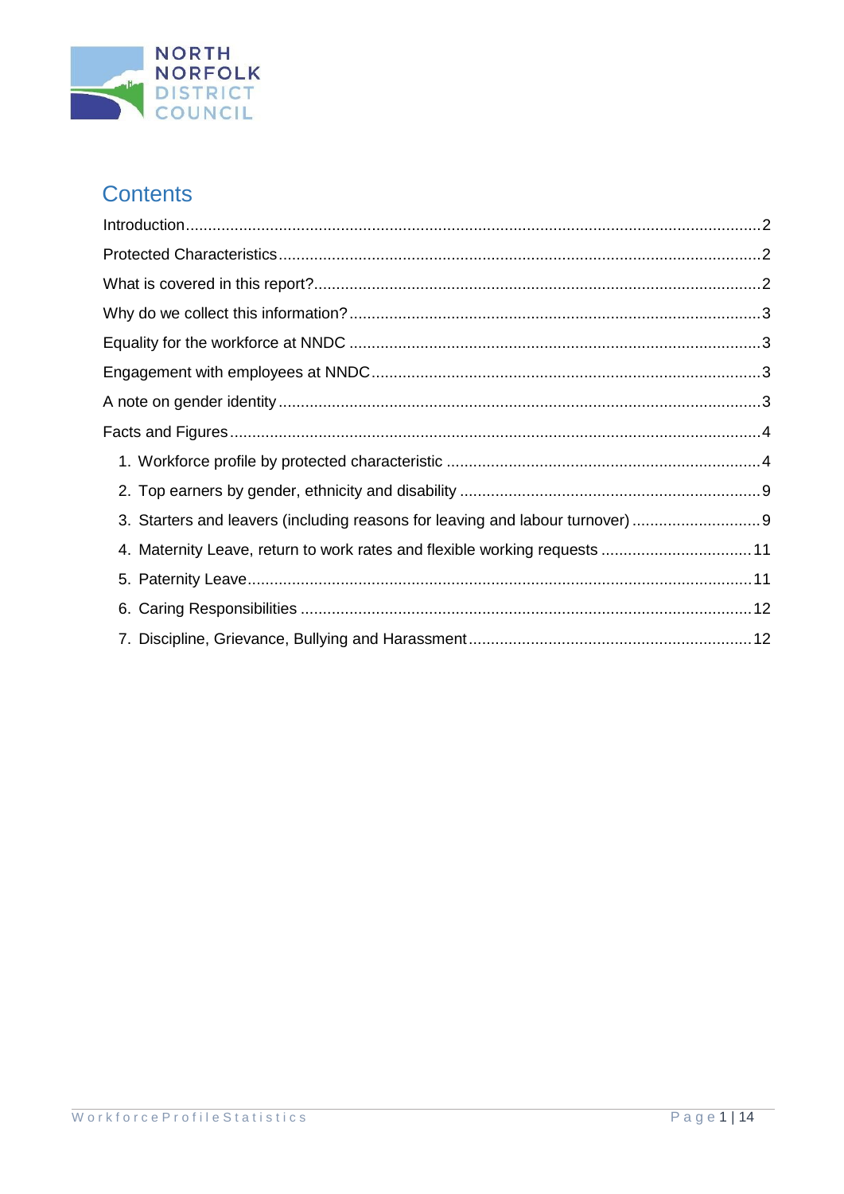# Contents

Introduction ... 2

Protected Characteristics ... 2

What is covered in this report? ... 2

Why do we collect this information? ... 3

Equality for the workforce at NNDC ... 3

Engagement with employees at NNDC ... 3

A note on gender identity ... 3

Facts and Figures ... 4

1. Workforce profile by protected characteristic ... 4
2. Top earners by gender, ethnicity and disability ... 9
3. Starters and leavers (including reasons for leaving and labour turnover) ... 9
4. Maternity Leave, return to work rates and flexible working requests ... 11
5. Paternity Leave ... 11
6. Caring Responsibilities ... 12
7. Discipline, Grievance, Bullying and Harassment ... 12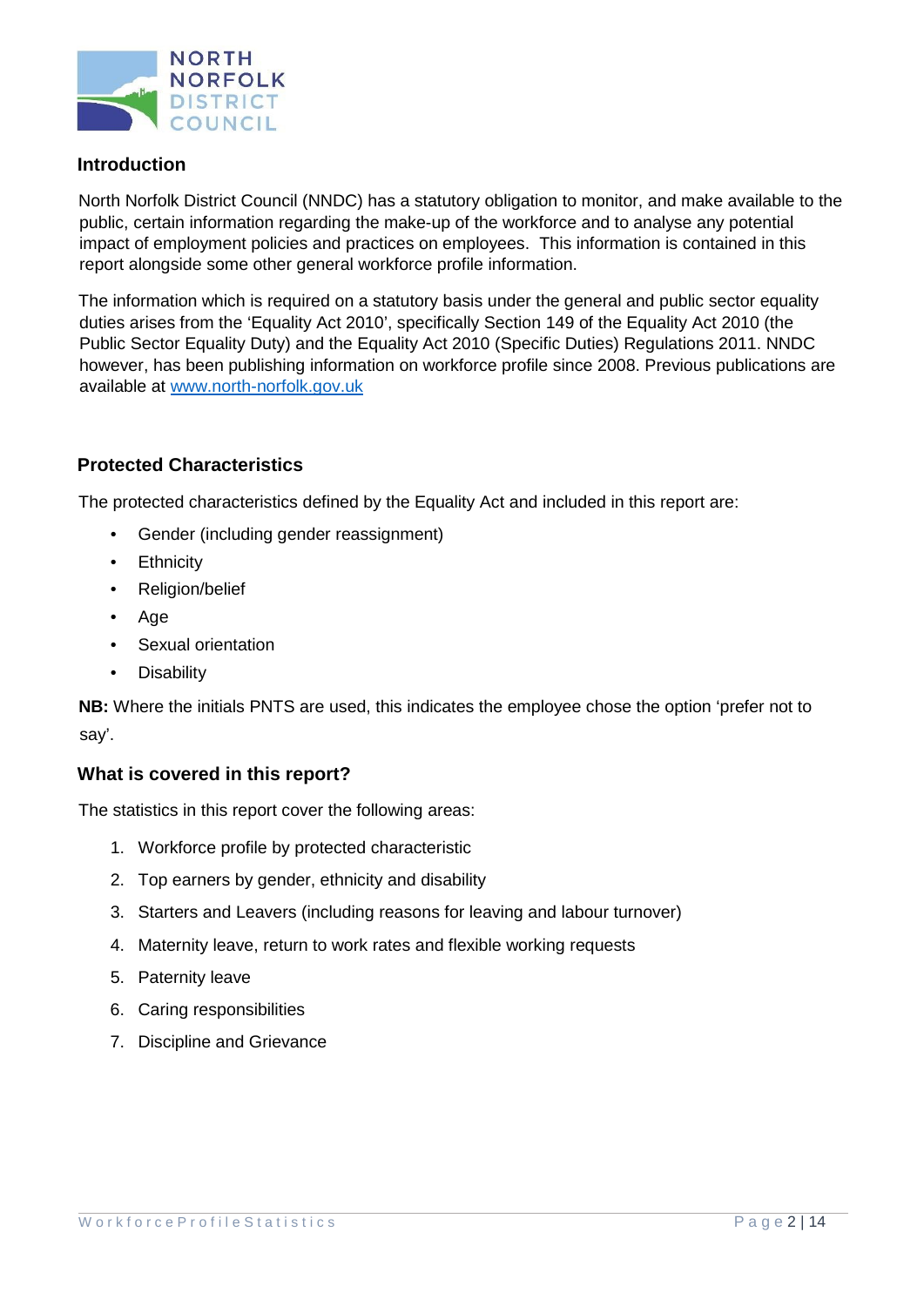## Introduction

North Norfolk District Council (NNDC) has a statutory obligation to monitor, and make available to the public, certain information regarding the make-up of the workforce and to analyse any potential impact of employment policies and practices on employees. This information is contained in this report alongside some other general workforce profile information.

The information which is required on a statutory basis under the general and public sector equality duties arises from the 'Equality Act 2010', specifically Section 149 of the Equality Act 2010 (the Public Sector Equality Duty) and the Equality Act 2010 (Specific Duties) Regulations 2011. NNDC however, has been publishing information on workforce profile since 2008. Previous publications are available at www.north-norfolk.gov.uk

## Protected Characteristics

The protected characteristics defined by the Equality Act and included in this report are:

- Gender (including gender reassignment)
- Ethnicity
- Religion/belief
- Age
- Sexual orientation
- Disability

**NB:** Where the initials PNTS are used, this indicates the employee chose the option 'prefer not to say'.

## What is covered in this report?

The statistics in this report cover the following areas:

1. Workforce profile by protected characteristic
2. Top earners by gender, ethnicity and disability
3. Starters and Leavers (including reasons for leaving and labour turnover)
4. Maternity leave, return to work rates and flexible working requests
5. Paternity leave
6. Caring responsibilities
7. Discipline and Grievance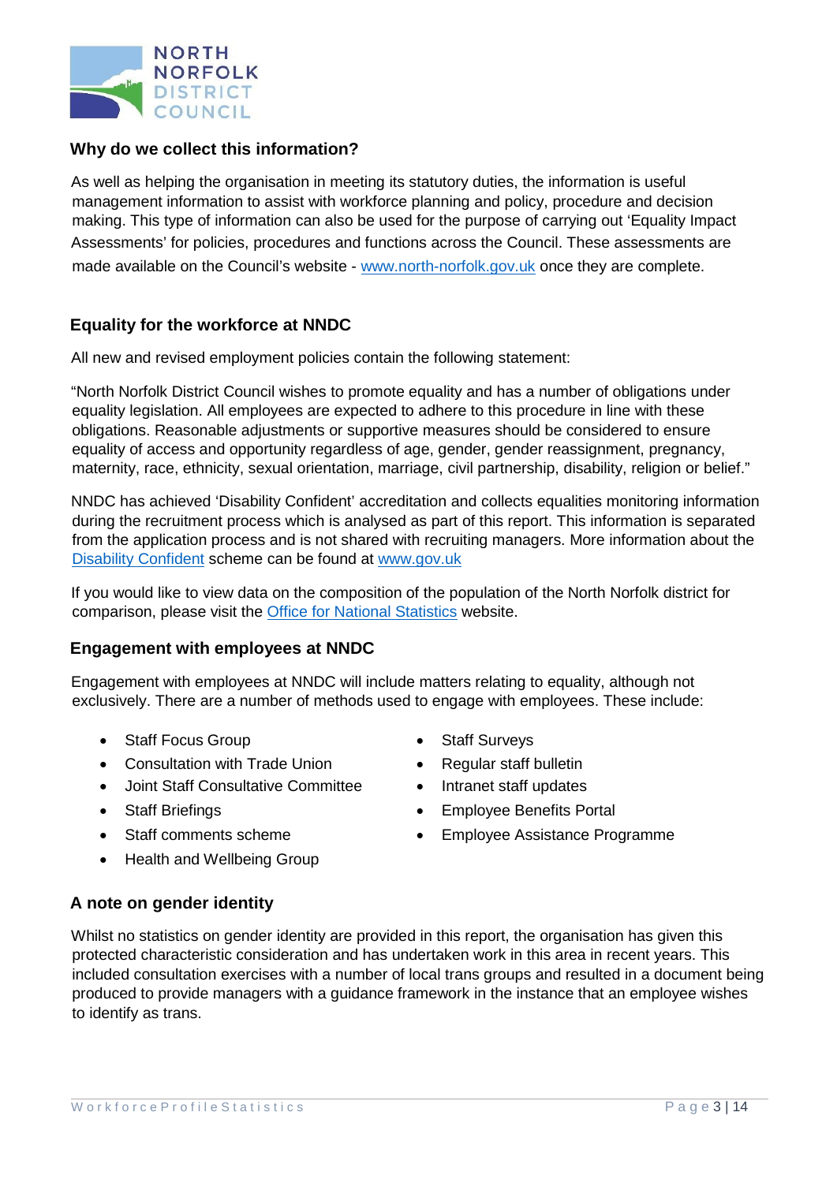## Why do we collect this information?

As well as helping the organisation in meeting its statutory duties, the information is useful management information to assist with workforce planning and policy, procedure and decision making. This type of information can also be used for the purpose of carrying out 'Equality Impact Assessments' for policies, procedures and functions across the Council. These assessments are made available on the Council's website - [www.north-norfolk.gov.uk](http://www.north-norfolk.gov.uk) once they are complete.

## Equality for the workforce at NNDC

All new and revised employment policies contain the following statement:

"North Norfolk District Council wishes to promote equality and has a number of obligations under equality legislation. All employees are expected to adhere to this procedure in line with these obligations. Reasonable adjustments or supportive measures should be considered to ensure equality of access and opportunity regardless of age, gender, gender reassignment, pregnancy, maternity, race, ethnicity, sexual orientation, marriage, civil partnership, disability, religion or belief."

NNDC has achieved 'Disability Confident' accreditation and collects equalities monitoring information during the recruitment process which is analysed as part of this report. This information is separated from the application process and is not shared with recruiting managers. More information about the Disability Confident scheme can be found at www.gov.uk

If you would like to view data on the composition of the population of the North Norfolk district for comparison, please visit the Office for National Statistics website.

## Engagement with employees at NNDC

Engagement with employees at NNDC will include matters relating to equality, although not exclusively. There are a number of methods used to engage with employees. These include:

- Staff Focus Group
- Consultation with Trade Union
- Joint Staff Consultative Committee
- Staff Briefings
- Staff comments scheme
- Health and Wellbeing Group
- Staff Surveys
- Regular staff bulletin
- Intranet staff updates
- Employee Benefits Portal
- Employee Assistance Programme

## A note on gender identity

Whilst no statistics on gender identity are provided in this report, the organisation has given this protected characteristic consideration and has undertaken work in this area in recent years. This included consultation exercises with a number of local trans groups and resulted in a document being produced to provide managers with a guidance framework in the instance that an employee wishes to identify as trans.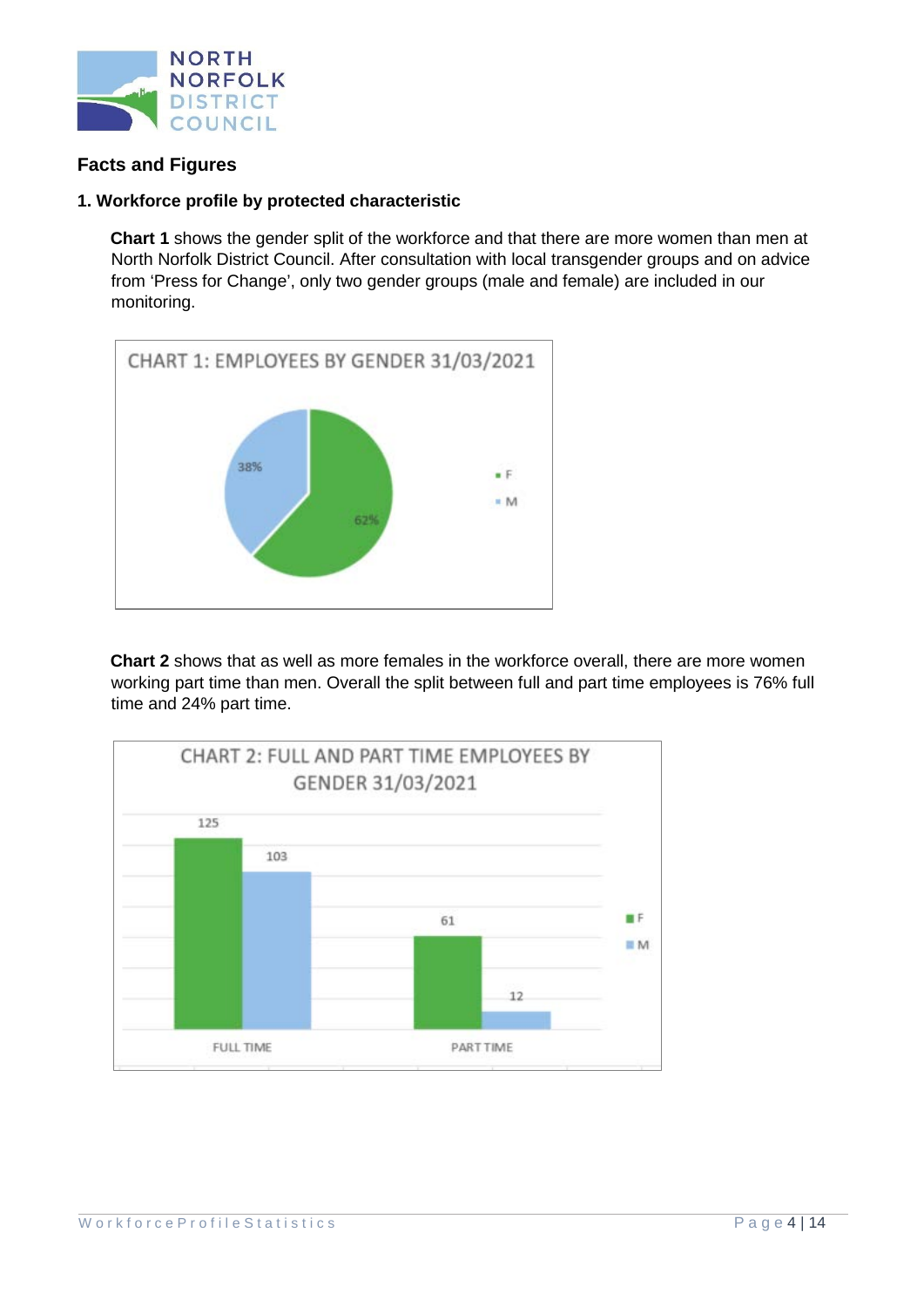## Facts and Figures

### 1. Workforce profile by protected characteristic

**Chart 1** shows the gender split of the workforce and that there are more women than men at North Norfolk District Council. After consultation with local transgender groups and on advice from 'Press for Change', only two gender groups (male and female) are included in our monitoring.

CHART 1: EMPLOYEES BY GENDER 31/03/2021

| Gender | % |
|---|---|
| F | 62% |
| M | 38% |

**Chart 2** shows that as well as more females in the workforce overall, there are more women working part time than men. Overall the split between full and part time employees is 76% full time and 24% part time.

CHART 2: FULL AND PART TIME EMPLOYEES BY GENDER 31/03/2021

| | F | M |
|---|---|---|
| FULL TIME | 125 | 103 |
| PART TIME | 61 | 12 |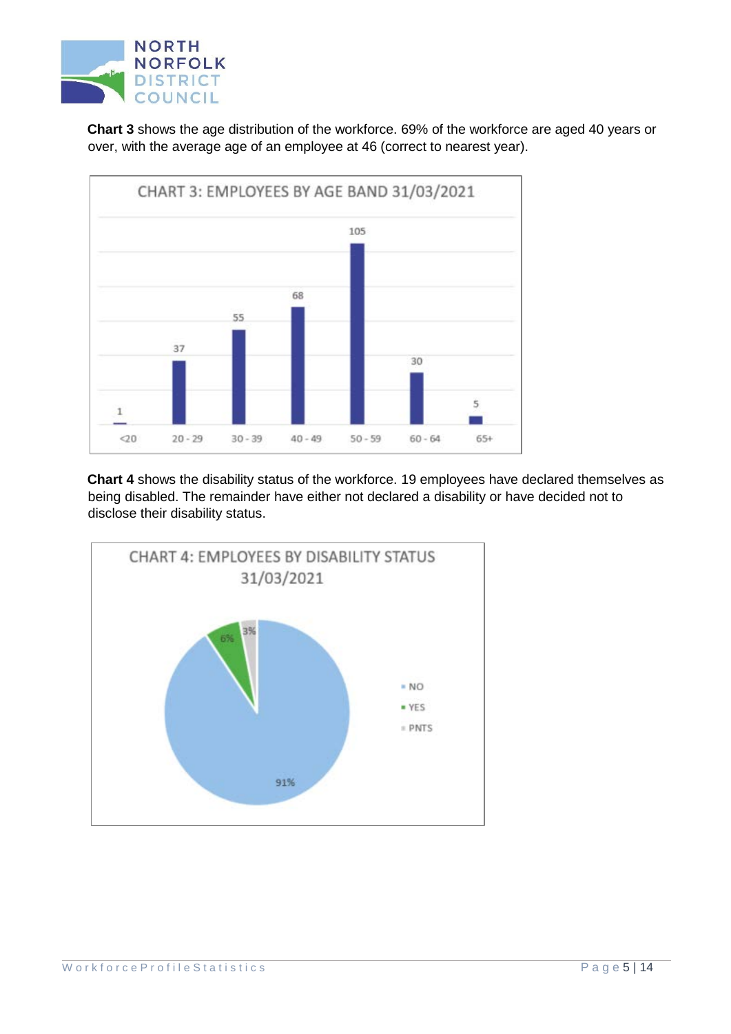**Chart 3** shows the age distribution of the workforce. 69% of the workforce are aged 40 years or over, with the average age of an employee at 46 (correct to nearest year).

CHART 3: EMPLOYEES BY AGE BAND 31/03/2021

| Age Band | Employees |
|---|---|
| <20 | 1 |
| 20 - 29 | 37 |
| 30 - 39 | 55 |
| 40 - 49 | 68 |
| 50 - 59 | 105 |
| 60 - 64 | 30 |
| 65+ | 5 |

**Chart 4** shows the disability status of the workforce. 19 employees have declared themselves as being disabled. The remainder have either not declared a disability or have decided not to disclose their disability status.

CHART 4: EMPLOYEES BY DISABILITY STATUS 31/03/2021

| Status | Percentage |
|---|---|
| NO | 91% |
| YES | 6% |
| PNTS | 3% |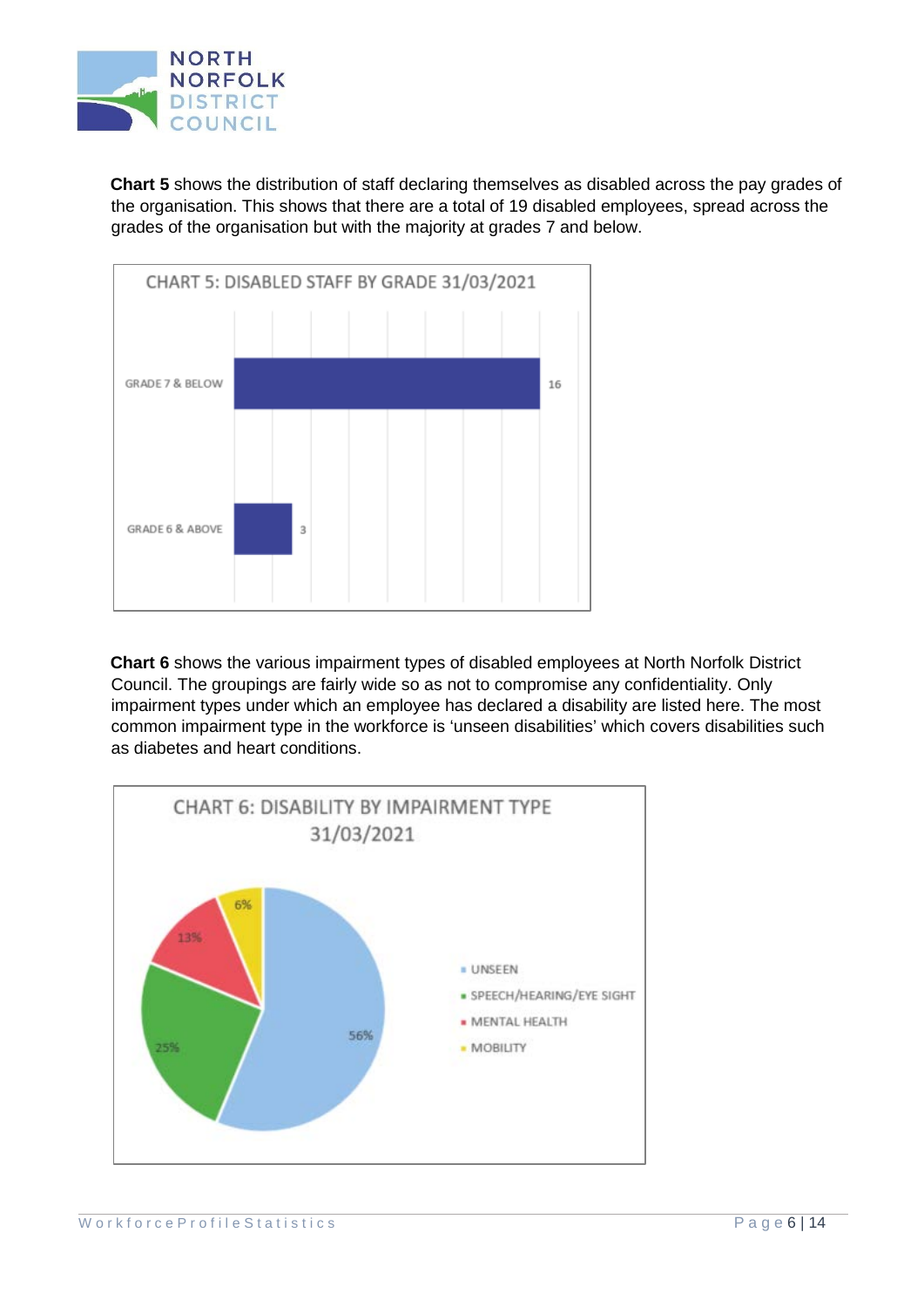**Chart 5** shows the distribution of staff declaring themselves as disabled across the pay grades of the organisation. This shows that there are a total of 19 disabled employees, spread across the grades of the organisation but with the majority at grades 7 and below.

**CHART 5: DISABLED STAFF BY GRADE 31/03/2021**

| Grade | Disabled staff |
|---|---|
| GRADE 7 & BELOW | 16 |
| GRADE 6 & ABOVE | 3 |

**Chart 6** shows the various impairment types of disabled employees at North Norfolk District Council. The groupings are fairly wide so as not to compromise any confidentiality. Only impairment types under which an employee has declared a disability are listed here. The most common impairment type in the workforce is 'unseen disabilities' which covers disabilities such as diabetes and heart conditions.

**CHART 6: DISABILITY BY IMPAIRMENT TYPE 31/03/2021**

| Impairment type | % |
|---|---|
| UNSEEN | 56% |
| SPEECH/HEARING/EYE SIGHT | 25% |
| MENTAL HEALTH | 13% |
| MOBILITY | 6% |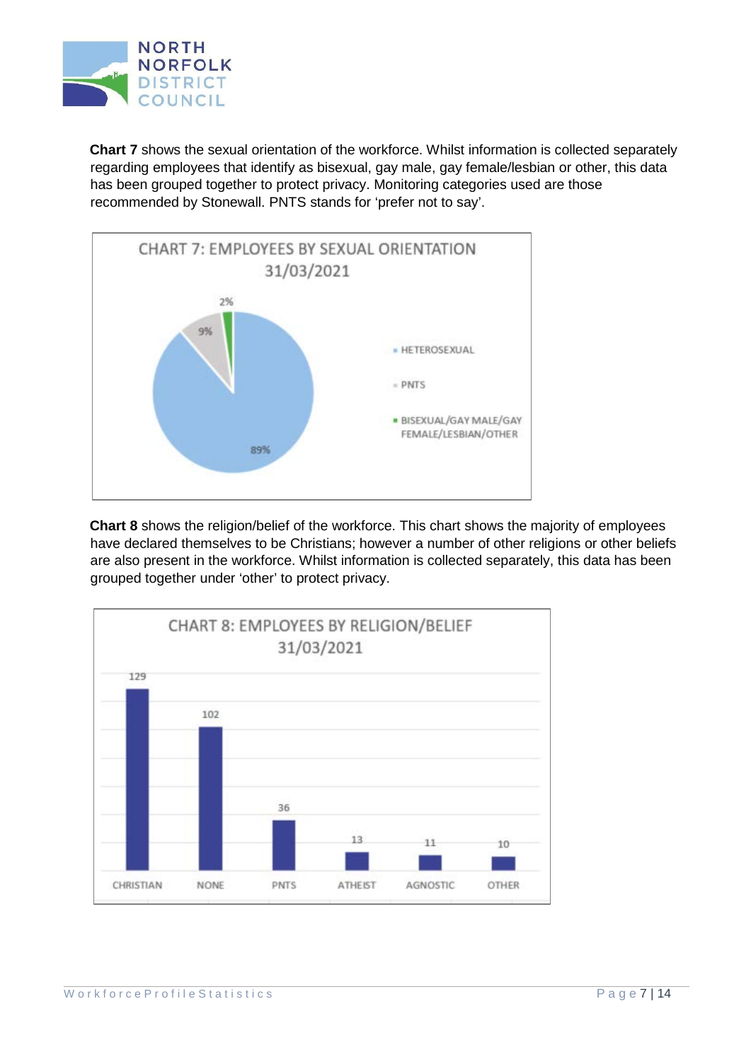**Chart 7** shows the sexual orientation of the workforce. Whilst information is collected separately regarding employees that identify as bisexual, gay male, gay female/lesbian or other, this data has been grouped together to protect privacy. Monitoring categories used are those recommended by Stonewall. PNTS stands for 'prefer not to say'.

CHART 7: EMPLOYEES BY SEXUAL ORIENTATION 31/03/2021

| Category | Percentage |
|---|---|
| HETEROSEXUAL | 89% |
| PNTS | 9% |
| BISEXUAL/GAY MALE/GAY FEMALE/LESBIAN/OTHER | 2% |

**Chart 8** shows the religion/belief of the workforce. This chart shows the majority of employees have declared themselves to be Christians; however a number of other religions or other beliefs are also present in the workforce. Whilst information is collected separately, this data has been grouped together under 'other' to protect privacy.

CHART 8: EMPLOYEES BY RELIGION/BELIEF 31/03/2021

| Religion/Belief | Employees |
|---|---|
| CHRISTIAN | 129 |
| NONE | 102 |
| PNTS | 36 |
| ATHEIST | 13 |
| AGNOSTIC | 11 |
| OTHER | 10 |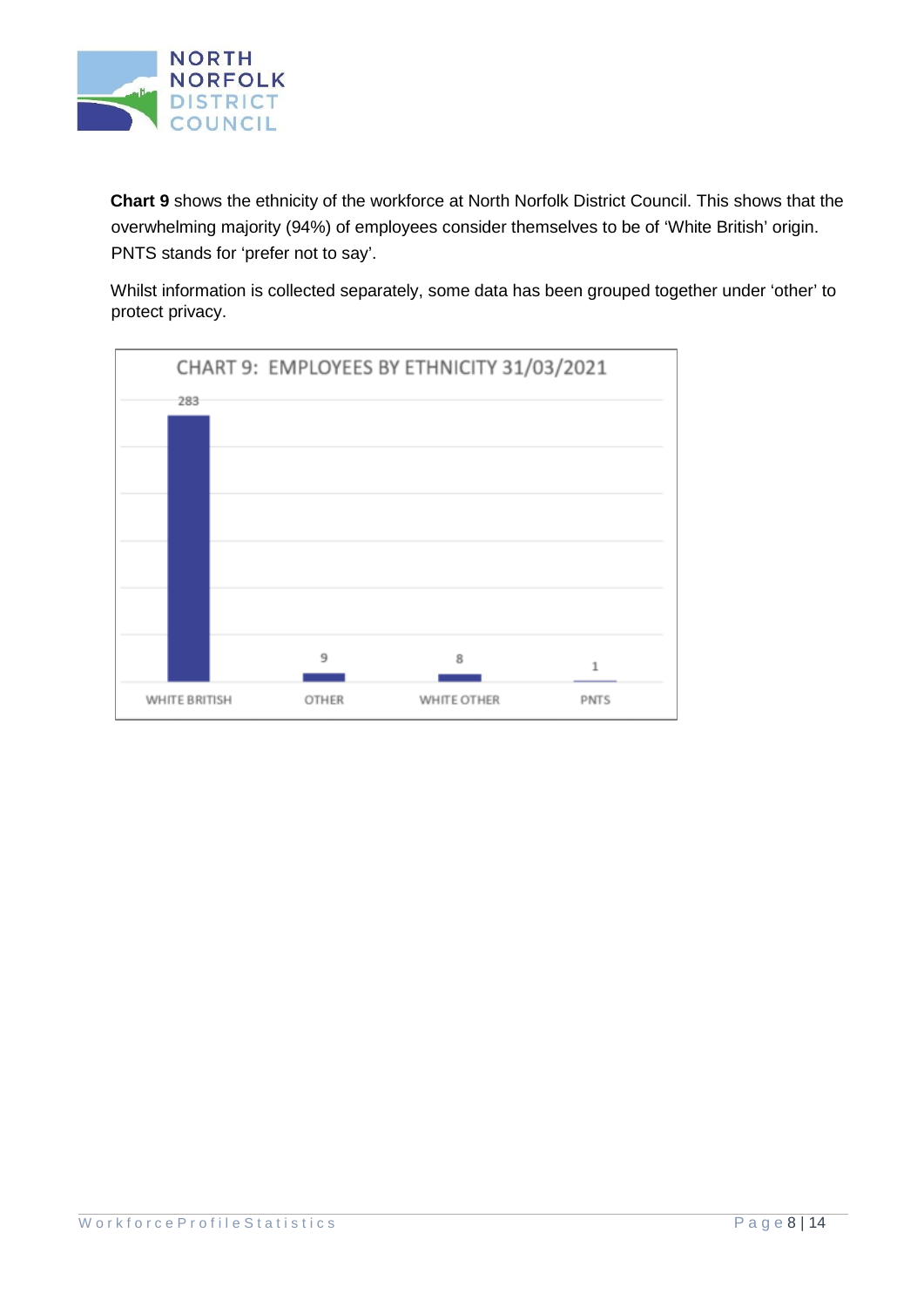**Chart 9** shows the ethnicity of the workforce at North Norfolk District Council. This shows that the overwhelming majority (94%) of employees consider themselves to be of 'White British' origin. PNTS stands for 'prefer not to say'.

Whilst information is collected separately, some data has been grouped together under 'other' to protect privacy.

**CHART 9: EMPLOYEES BY ETHNICITY 31/03/2021**

| Ethnicity | Employees |
|---|---|
| WHITE BRITISH | 283 |
| OTHER | 9 |
| WHITE OTHER | 8 |
| PNTS | 1 |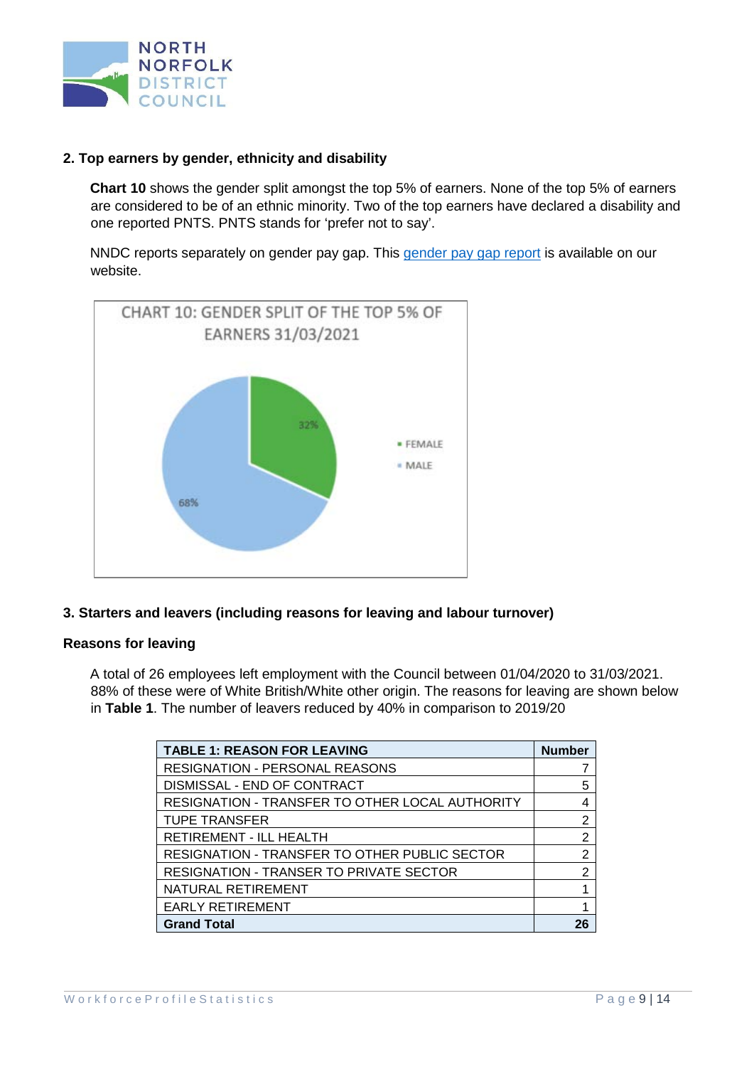## 2. Top earners by gender, ethnicity and disability

**Chart 10** shows the gender split amongst the top 5% of earners. None of the top 5% of earners are considered to be of an ethnic minority. Two of the top earners have declared a disability and one reported PNTS. PNTS stands for 'prefer not to say'.

NNDC reports separately on gender pay gap. This gender pay gap report is available on our website.

CHART 10: GENDER SPLIT OF THE TOP 5% OF EARNERS 31/03/2021

- FEMALE: 32%
- MALE: 68%

## 3. Starters and leavers (including reasons for leaving and labour turnover)

### Reasons for leaving

A total of 26 employees left employment with the Council between 01/04/2020 to 31/03/2021. 88% of these were of White British/White other origin. The reasons for leaving are shown below in **Table 1**. The number of leavers reduced by 40% in comparison to 2019/20

| TABLE 1: REASON FOR LEAVING | Number |
|---|---|
| RESIGNATION - PERSONAL REASONS | 7 |
| DISMISSAL - END OF CONTRACT | 5 |
| RESIGNATION - TRANSFER TO OTHER LOCAL AUTHORITY | 4 |
| TUPE TRANSFER | 2 |
| RETIREMENT - ILL HEALTH | 2 |
| RESIGNATION - TRANSFER TO OTHER PUBLIC SECTOR | 2 |
| RESIGNATION - TRANSER TO PRIVATE SECTOR | 2 |
| NATURAL RETIREMENT | 1 |
| EARLY RETIREMENT | 1 |
| **Grand Total** | **26** |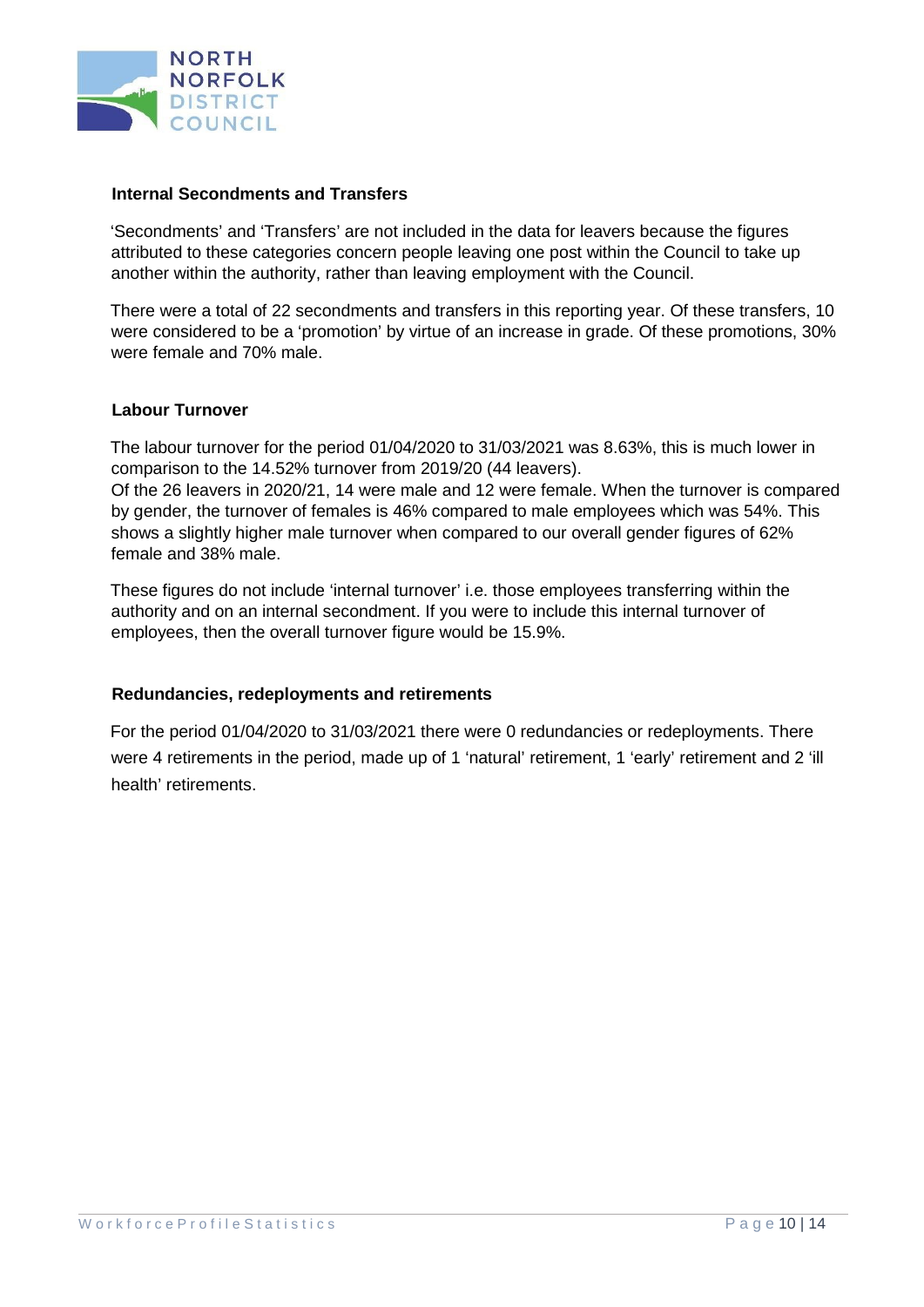### Internal Secondments and Transfers

'Secondments' and 'Transfers' are not included in the data for leavers because the figures attributed to these categories concern people leaving one post within the Council to take up another within the authority, rather than leaving employment with the Council.

There were a total of 22 secondments and transfers in this reporting year. Of these transfers, 10 were considered to be a 'promotion' by virtue of an increase in grade. Of these promotions, 30% were female and 70% male.

### Labour Turnover

The labour turnover for the period 01/04/2020 to 31/03/2021 was 8.63%, this is much lower in comparison to the 14.52% turnover from 2019/20 (44 leavers).
Of the 26 leavers in 2020/21, 14 were male and 12 were female. When the turnover is compared by gender, the turnover of females is 46% compared to male employees which was 54%. This shows a slightly higher male turnover when compared to our overall gender figures of 62% female and 38% male.

These figures do not include 'internal turnover' i.e. those employees transferring within the authority and on an internal secondment. If you were to include this internal turnover of employees, then the overall turnover figure would be 15.9%.

### Redundancies, redeployments and retirements

For the period 01/04/2020 to 31/03/2021 there were 0 redundancies or redeployments. There were 4 retirements in the period, made up of 1 'natural' retirement, 1 'early' retirement and 2 'ill health' retirements.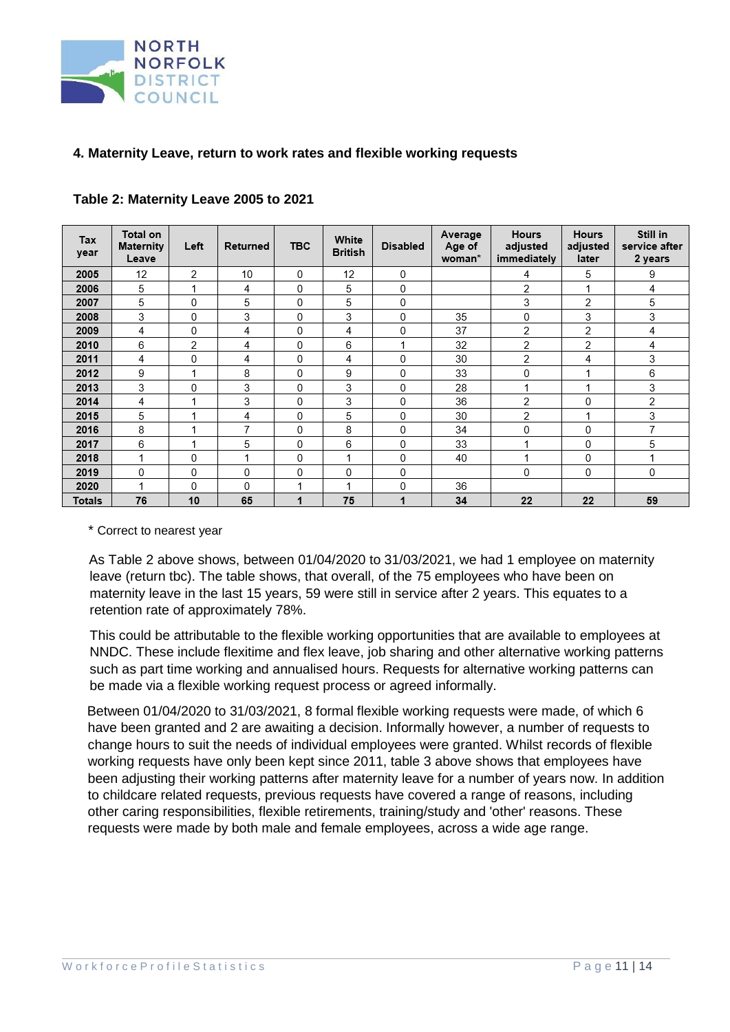## 4. Maternity Leave, return to work rates and flexible working requests

**Table 2: Maternity Leave 2005 to 2021**

| Tax year | Total on Maternity Leave | Left | Returned | TBC | White British | Disabled | Average Age of woman* | Hours adjusted immediately | Hours adjusted later | Still in service after 2 years |
|---|---|---|---|---|---|---|---|---|---|---|
| **2005** | 12 | 2 | 10 | 0 | 12 | 0 | | 4 | 5 | 9 |
| **2006** | 5 | 1 | 4 | 0 | 5 | 0 | | 2 | 1 | 4 |
| **2007** | 5 | 0 | 5 | 0 | 5 | 0 | | 3 | 2 | 5 |
| **2008** | 3 | 0 | 3 | 0 | 3 | 0 | 35 | 0 | 3 | 3 |
| **2009** | 4 | 0 | 4 | 0 | 4 | 0 | 37 | 2 | 2 | 4 |
| **2010** | 6 | 2 | 4 | 0 | 6 | 1 | 32 | 2 | 2 | 4 |
| **2011** | 4 | 0 | 4 | 0 | 4 | 0 | 30 | 2 | 4 | 3 |
| **2012** | 9 | 1 | 8 | 0 | 9 | 0 | 33 | 0 | 1 | 6 |
| **2013** | 3 | 0 | 3 | 0 | 3 | 0 | 28 | 1 | 1 | 3 |
| **2014** | 4 | 1 | 3 | 0 | 3 | 0 | 36 | 2 | 0 | 2 |
| **2015** | 5 | 1 | 4 | 0 | 5 | 0 | 30 | 2 | 1 | 3 |
| **2016** | 8 | 1 | 7 | 0 | 8 | 0 | 34 | 0 | 0 | 7 |
| **2017** | 6 | 1 | 5 | 0 | 6 | 0 | 33 | 1 | 0 | 5 |
| **2018** | 1 | 0 | 1 | 0 | 1 | 0 | 40 | 1 | 0 | 1 |
| **2019** | 0 | 0 | 0 | 0 | 0 | 0 | | 0 | 0 | 0 |
| **2020** | 1 | 0 | 0 | 1 | 1 | 0 | 36 | | | |
| **Totals** | **76** | **10** | **65** | **1** | **75** | **1** | **34** | **22** | **22** | **59** |

\* Correct to nearest year

As Table 2 above shows, between 01/04/2020 to 31/03/2021, we had 1 employee on maternity leave (return tbc). The table shows, that overall, of the 75 employees who have been on maternity leave in the last 15 years, 59 were still in service after 2 years. This equates to a retention rate of approximately 78%.

This could be attributable to the flexible working opportunities that are available to employees at NNDC. These include flexitime and flex leave, job sharing and other alternative working patterns such as part time working and annualised hours. Requests for alternative working patterns can be made via a flexible working request process or agreed informally.

Between 01/04/2020 to 31/03/2021, 8 formal flexible working requests were made, of which 6 have been granted and 2 are awaiting a decision. Informally however, a number of requests to change hours to suit the needs of individual employees were granted. Whilst records of flexible working requests have only been kept since 2011, table 3 above shows that employees have been adjusting their working patterns after maternity leave for a number of years now. In addition to childcare related requests, previous requests have covered a range of reasons, including other caring responsibilities, flexible retirements, training/study and 'other' reasons. These requests were made by both male and female employees, across a wide age range.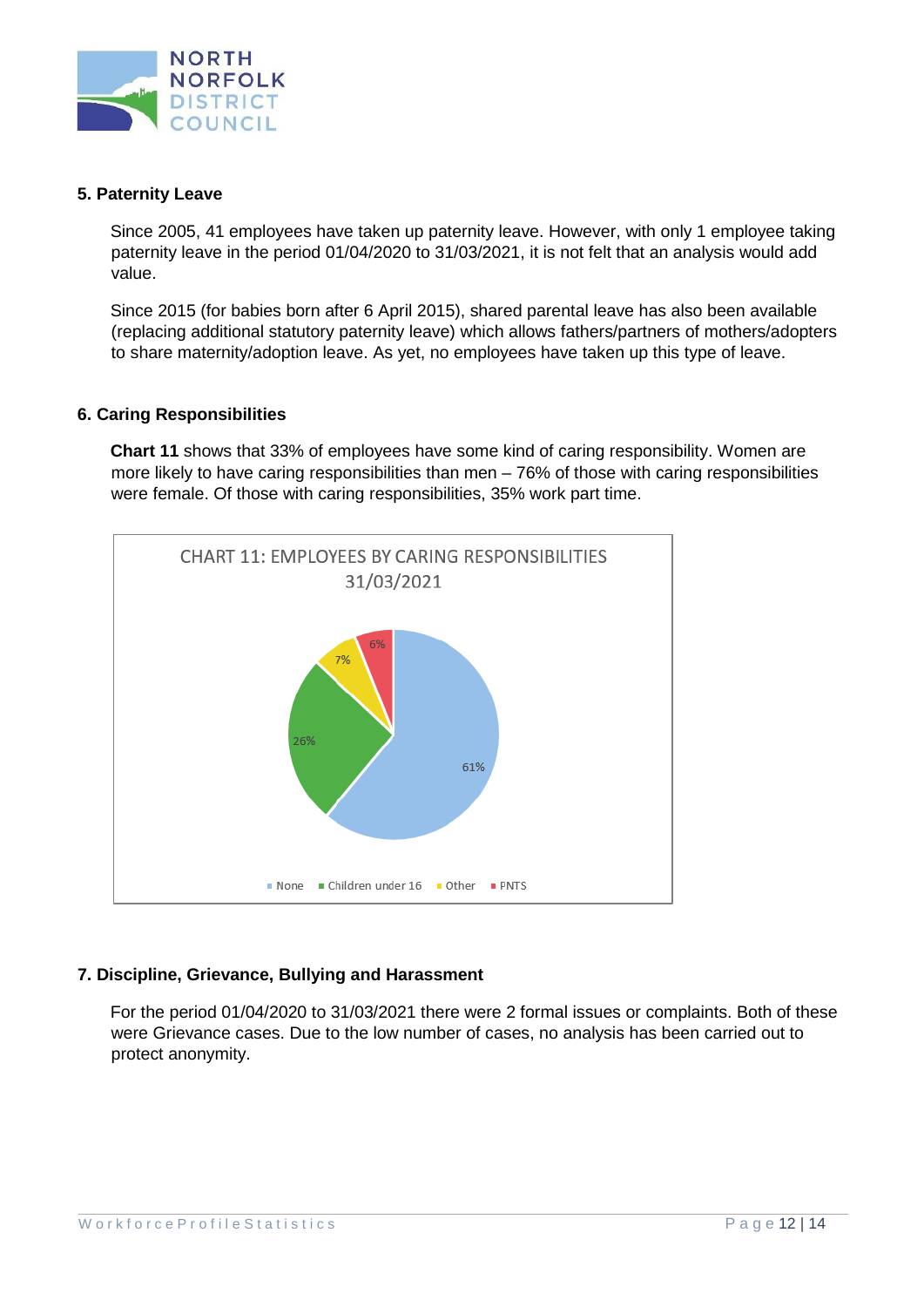## 5. Paternity Leave

Since 2005, 41 employees have taken up paternity leave. However, with only 1 employee taking paternity leave in the period 01/04/2020 to 31/03/2021, it is not felt that an analysis would add value.

Since 2015 (for babies born after 6 April 2015), shared parental leave has also been available (replacing additional statutory paternity leave) which allows fathers/partners of mothers/adopters to share maternity/adoption leave. As yet, no employees have taken up this type of leave.

## 6. Caring Responsibilities

**Chart 11** shows that 33% of employees have some kind of caring responsibility. Women are more likely to have caring responsibilities than men – 76% of those with caring responsibilities were female. Of those with caring responsibilities, 35% work part time.

CHART 11: EMPLOYEES BY CARING RESPONSIBILITIES 31/03/2021

61%
26%
7%
6%

None, Children under 16, Other, PNTS

## 7. Discipline, Grievance, Bullying and Harassment

For the period 01/04/2020 to 31/03/2021 there were 2 formal issues or complaints. Both of these were Grievance cases. Due to the low number of cases, no analysis has been carried out to protect anonymity.